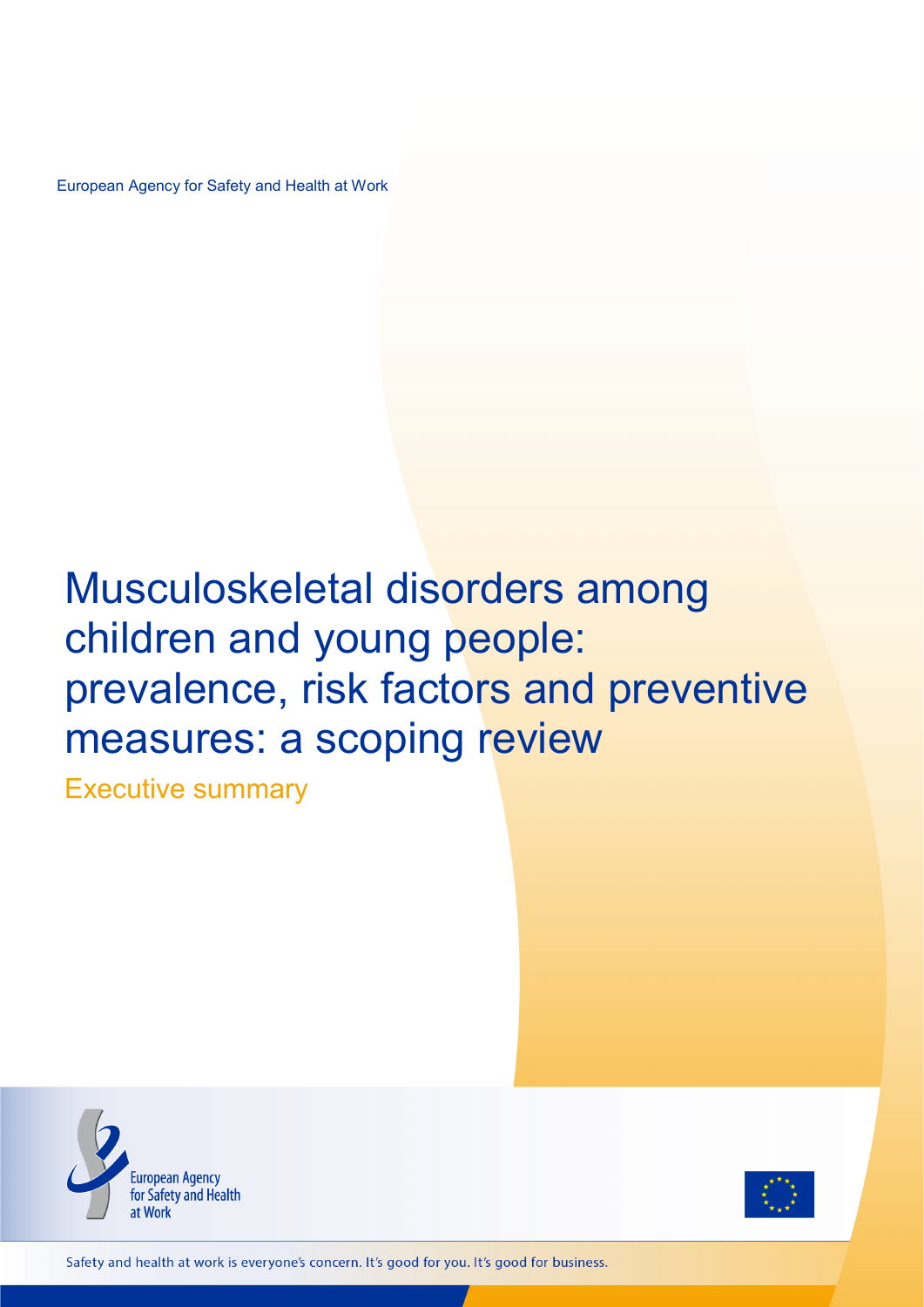European Agency for Safety and Health at Work

# Musculoskeletal disorders among children and young people: prevalence, risk factors and preventive measures: a scoping review

## Executive summary

European Agency for Safety and Health at Work

Safety and health at work is everyone's concern. It's good for you. It's good for business.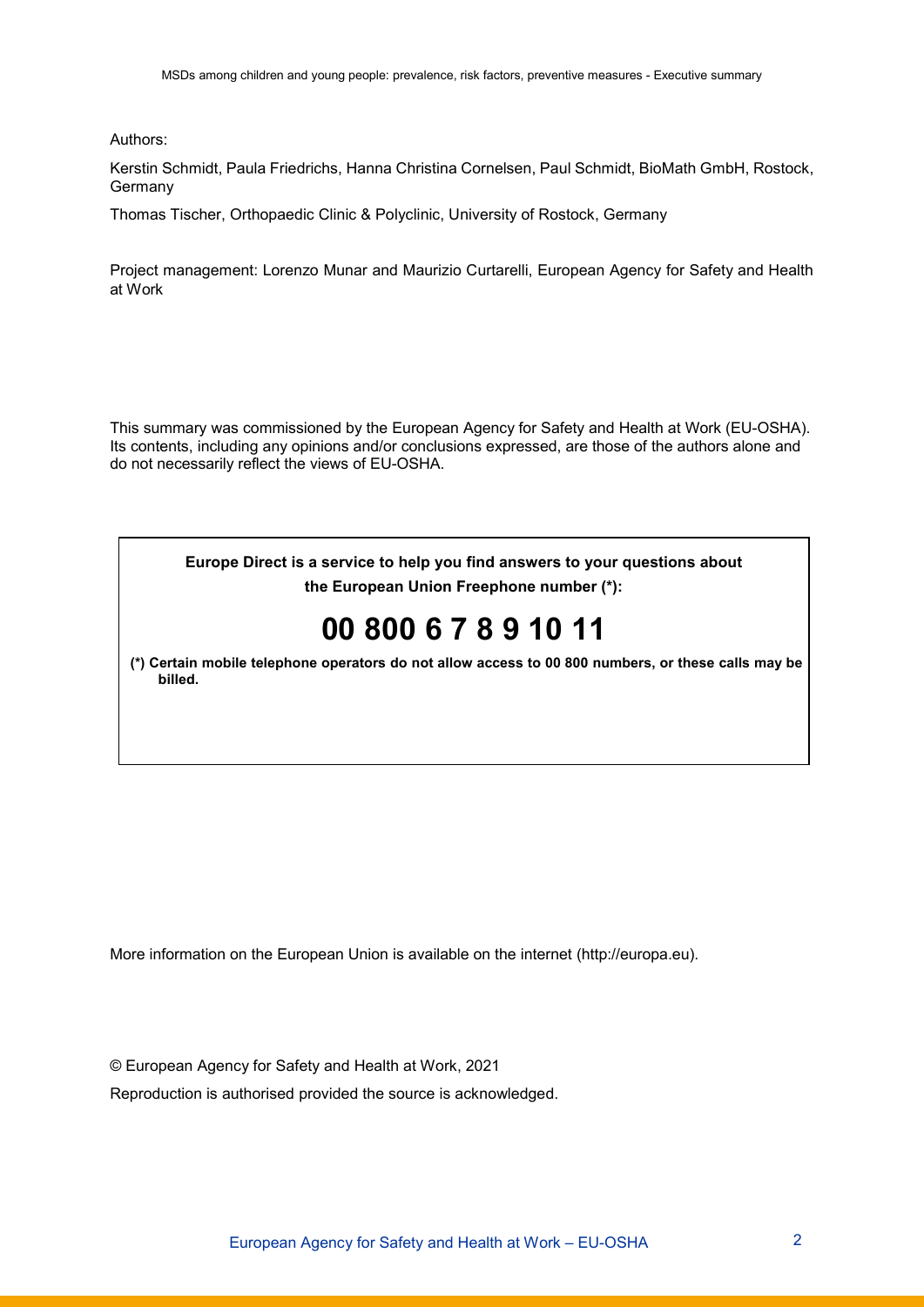Authors:

Kerstin Schmidt, Paula Friedrichs, Hanna Christina Cornelsen, Paul Schmidt, BioMath GmbH, Rostock, Germany

Thomas Tischer, Orthopaedic Clinic & Polyclinic, University of Rostock, Germany

Project management: Lorenzo Munar and Maurizio Curtarelli, European Agency for Safety and Health at Work

This summary was commissioned by the European Agency for Safety and Health at Work (EU-OSHA). Its contents, including any opinions and/or conclusions expressed, are those of the authors alone and do not necessarily reflect the views of EU-OSHA.

**Europe Direct is a service to help you find answers to your questions about the European Union Freephone number (*):**

# 00 800 6 7 8 9 10 11

**(*) Certain mobile telephone operators do not allow access to 00 800 numbers, or these calls may be billed.**

More information on the European Union is available on the internet (http://europa.eu).

© European Agency for Safety and Health at Work, 2021

Reproduction is authorised provided the source is acknowledged.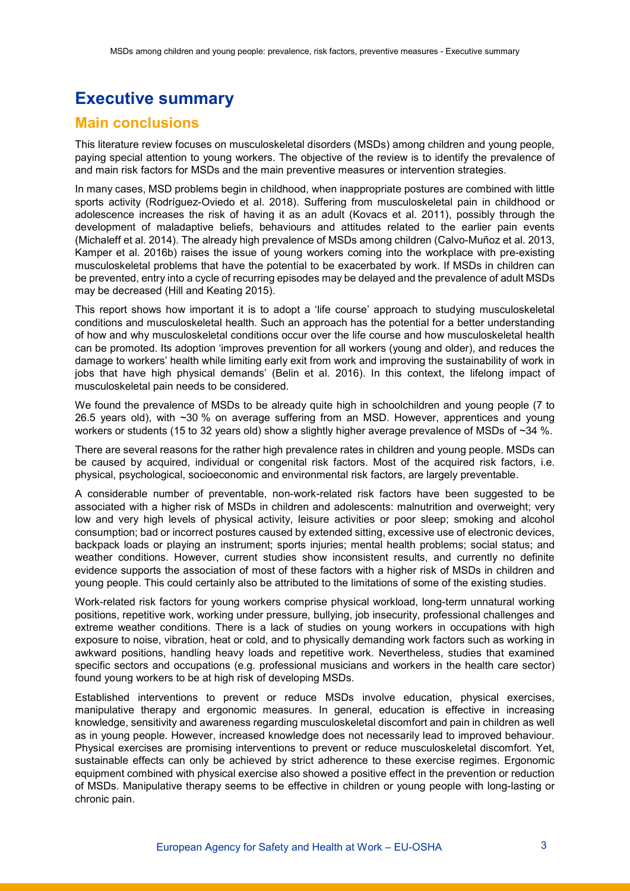# Executive summary

## Main conclusions

This literature review focuses on musculoskeletal disorders (MSDs) among children and young people, paying special attention to young workers. The objective of the review is to identify the prevalence of and main risk factors for MSDs and the main preventive measures or intervention strategies.

In many cases, MSD problems begin in childhood, when inappropriate postures are combined with little sports activity (Rodríguez-Oviedo et al. 2018). Suffering from musculoskeletal pain in childhood or adolescence increases the risk of having it as an adult (Kovacs et al. 2011), possibly through the development of maladaptive beliefs, behaviours and attitudes related to the earlier pain events (Michaleff et al. 2014). The already high prevalence of MSDs among children (Calvo-Muñoz et al. 2013, Kamper et al. 2016b) raises the issue of young workers coming into the workplace with pre-existing musculoskeletal problems that have the potential to be exacerbated by work. If MSDs in children can be prevented, entry into a cycle of recurring episodes may be delayed and the prevalence of adult MSDs may be decreased (Hill and Keating 2015).

This report shows how important it is to adopt a 'life course' approach to studying musculoskeletal conditions and musculoskeletal health. Such an approach has the potential for a better understanding of how and why musculoskeletal conditions occur over the life course and how musculoskeletal health can be promoted. Its adoption 'improves prevention for all workers (young and older), and reduces the damage to workers' health while limiting early exit from work and improving the sustainability of work in jobs that have high physical demands' (Belin et al. 2016). In this context, the lifelong impact of musculoskeletal pain needs to be considered.

We found the prevalence of MSDs to be already quite high in schoolchildren and young people (7 to 26.5 years old), with ~30 % on average suffering from an MSD. However, apprentices and young workers or students (15 to 32 years old) show a slightly higher average prevalence of MSDs of ~34 %.

There are several reasons for the rather high prevalence rates in children and young people. MSDs can be caused by acquired, individual or congenital risk factors. Most of the acquired risk factors, i.e. physical, psychological, socioeconomic and environmental risk factors, are largely preventable.

A considerable number of preventable, non-work-related risk factors have been suggested to be associated with a higher risk of MSDs in children and adolescents: malnutrition and overweight; very low and very high levels of physical activity, leisure activities or poor sleep; smoking and alcohol consumption; bad or incorrect postures caused by extended sitting, excessive use of electronic devices, backpack loads or playing an instrument; sports injuries; mental health problems; social status; and weather conditions. However, current studies show inconsistent results, and currently no definite evidence supports the association of most of these factors with a higher risk of MSDs in children and young people. This could certainly also be attributed to the limitations of some of the existing studies.

Work-related risk factors for young workers comprise physical workload, long-term unnatural working positions, repetitive work, working under pressure, bullying, job insecurity, professional challenges and extreme weather conditions. There is a lack of studies on young workers in occupations with high exposure to noise, vibration, heat or cold, and to physically demanding work factors such as working in awkward positions, handling heavy loads and repetitive work. Nevertheless, studies that examined specific sectors and occupations (e.g. professional musicians and workers in the health care sector) found young workers to be at high risk of developing MSDs.

Established interventions to prevent or reduce MSDs involve education, physical exercises, manipulative therapy and ergonomic measures. In general, education is effective in increasing knowledge, sensitivity and awareness regarding musculoskeletal discomfort and pain in children as well as in young people. However, increased knowledge does not necessarily lead to improved behaviour. Physical exercises are promising interventions to prevent or reduce musculoskeletal discomfort. Yet, sustainable effects can only be achieved by strict adherence to these exercise regimes. Ergonomic equipment combined with physical exercise also showed a positive effect in the prevention or reduction of MSDs. Manipulative therapy seems to be effective in children or young people with long-lasting or chronic pain.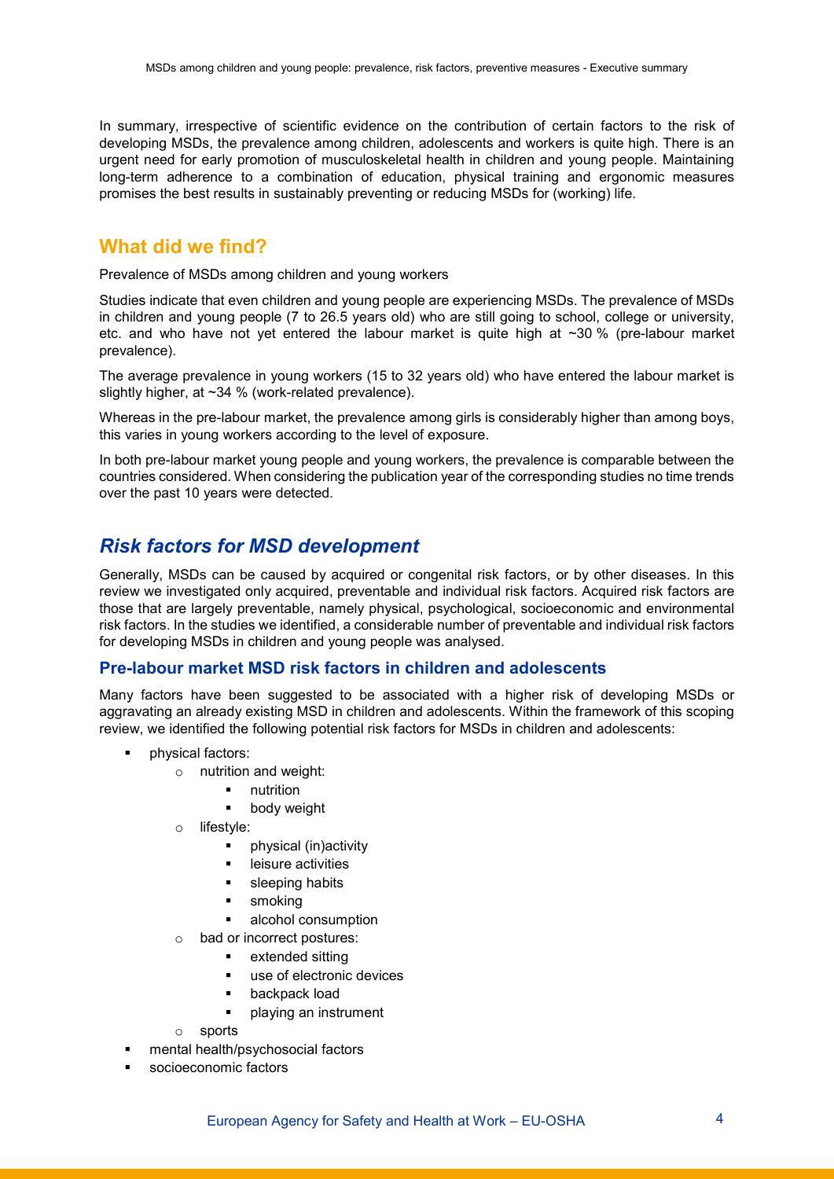In summary, irrespective of scientific evidence on the contribution of certain factors to the risk of developing MSDs, the prevalence among children, adolescents and workers is quite high. There is an urgent need for early promotion of musculoskeletal health in children and young people. Maintaining long-term adherence to a combination of education, physical training and ergonomic measures promises the best results in sustainably preventing or reducing MSDs for (working) life.

## What did we find?

Prevalence of MSDs among children and young workers

Studies indicate that even children and young people are experiencing MSDs. The prevalence of MSDs in children and young people (7 to 26.5 years old) who are still going to school, college or university, etc. and who have not yet entered the labour market is quite high at ~30 % (pre-labour market prevalence).

The average prevalence in young workers (15 to 32 years old) who have entered the labour market is slightly higher, at ~34 % (work-related prevalence).

Whereas in the pre-labour market, the prevalence among girls is considerably higher than among boys, this varies in young workers according to the level of exposure.

In both pre-labour market young people and young workers, the prevalence is comparable between the countries considered. When considering the publication year of the corresponding studies no time trends over the past 10 years were detected.

## *Risk factors for MSD development*

Generally, MSDs can be caused by acquired or congenital risk factors, or by other diseases. In this review we investigated only acquired, preventable and individual risk factors. Acquired risk factors are those that are largely preventable, namely physical, psychological, socioeconomic and environmental risk factors. In the studies we identified, a considerable number of preventable and individual risk factors for developing MSDs in children and young people was analysed.

### Pre-labour market MSD risk factors in children and adolescents

Many factors have been suggested to be associated with a higher risk of developing MSDs or aggravating an already existing MSD in children and adolescents. Within the framework of this scoping review, we identified the following potential risk factors for MSDs in children and adolescents:

- physical factors:
  - nutrition and weight:
    - nutrition
    - body weight
  - lifestyle:
    - physical (in)activity
    - leisure activities
    - sleeping habits
    - smoking
    - alcohol consumption
  - bad or incorrect postures:
    - extended sitting
    - use of electronic devices
    - backpack load
    - playing an instrument
  - sports
- mental health/psychosocial factors
- socioeconomic factors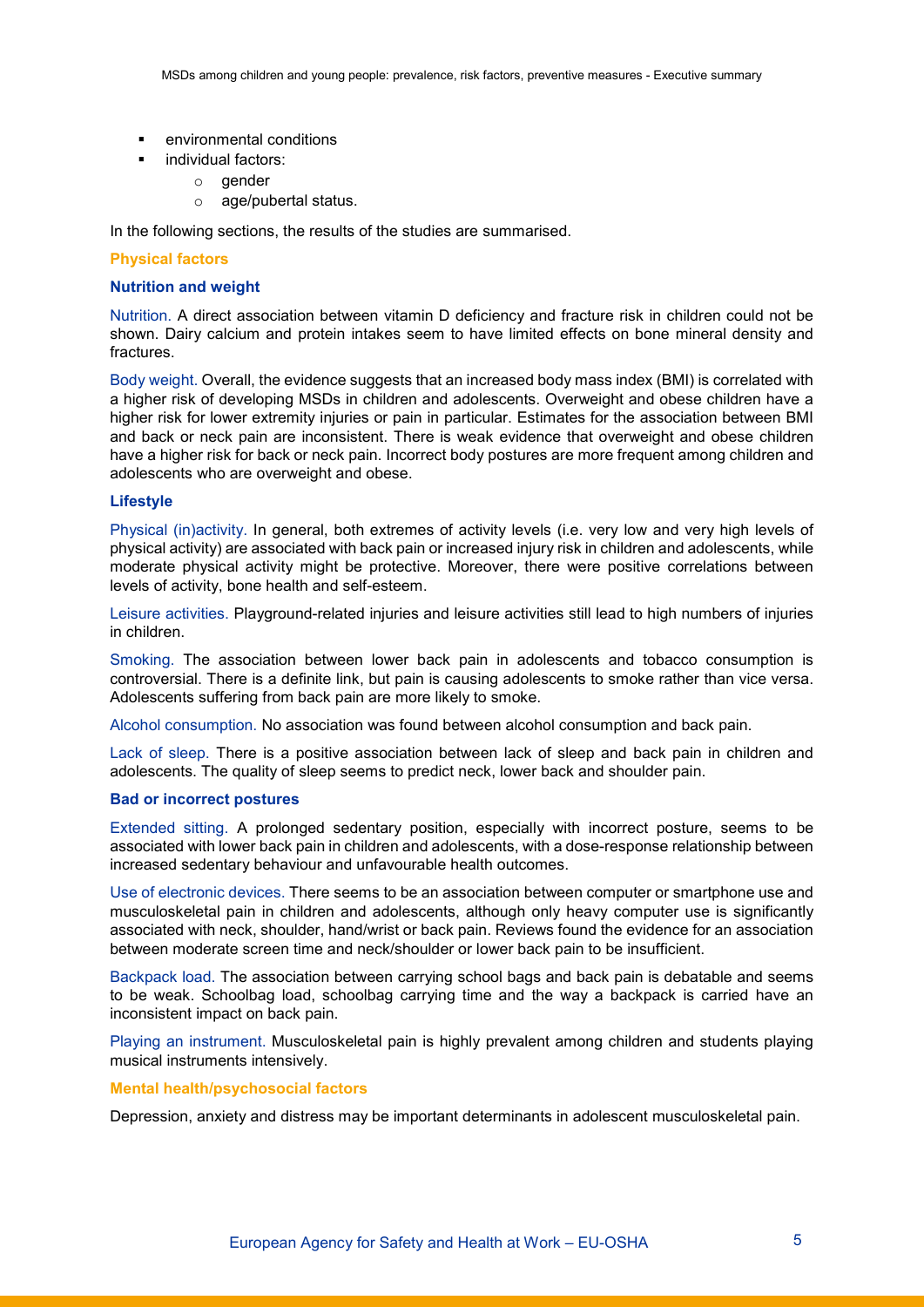- environmental conditions
- individual factors:
  - gender
  - age/pubertal status.

In the following sections, the results of the studies are summarised.

## Physical factors

### Nutrition and weight

Nutrition. A direct association between vitamin D deficiency and fracture risk in children could not be shown. Dairy calcium and protein intakes seem to have limited effects on bone mineral density and fractures.

Body weight. Overall, the evidence suggests that an increased body mass index (BMI) is correlated with a higher risk of developing MSDs in children and adolescents. Overweight and obese children have a higher risk for lower extremity injuries or pain in particular. Estimates for the association between BMI and back or neck pain are inconsistent. There is weak evidence that overweight and obese children have a higher risk for back or neck pain. Incorrect body postures are more frequent among children and adolescents who are overweight and obese.

### Lifestyle

Physical (in)activity. In general, both extremes of activity levels (i.e. very low and very high levels of physical activity) are associated with back pain or increased injury risk in children and adolescents, while moderate physical activity might be protective. Moreover, there were positive correlations between levels of activity, bone health and self-esteem.

Leisure activities. Playground-related injuries and leisure activities still lead to high numbers of injuries in children.

Smoking. The association between lower back pain in adolescents and tobacco consumption is controversial. There is a definite link, but pain is causing adolescents to smoke rather than vice versa. Adolescents suffering from back pain are more likely to smoke.

Alcohol consumption. No association was found between alcohol consumption and back pain.

Lack of sleep. There is a positive association between lack of sleep and back pain in children and adolescents. The quality of sleep seems to predict neck, lower back and shoulder pain.

### Bad or incorrect postures

Extended sitting. A prolonged sedentary position, especially with incorrect posture, seems to be associated with lower back pain in children and adolescents, with a dose-response relationship between increased sedentary behaviour and unfavourable health outcomes.

Use of electronic devices. There seems to be an association between computer or smartphone use and musculoskeletal pain in children and adolescents, although only heavy computer use is significantly associated with neck, shoulder, hand/wrist or back pain. Reviews found the evidence for an association between moderate screen time and neck/shoulder or lower back pain to be insufficient.

Backpack load. The association between carrying school bags and back pain is debatable and seems to be weak. Schoolbag load, schoolbag carrying time and the way a backpack is carried have an inconsistent impact on back pain.

Playing an instrument. Musculoskeletal pain is highly prevalent among children and students playing musical instruments intensively.

## Mental health/psychosocial factors

Depression, anxiety and distress may be important determinants in adolescent musculoskeletal pain.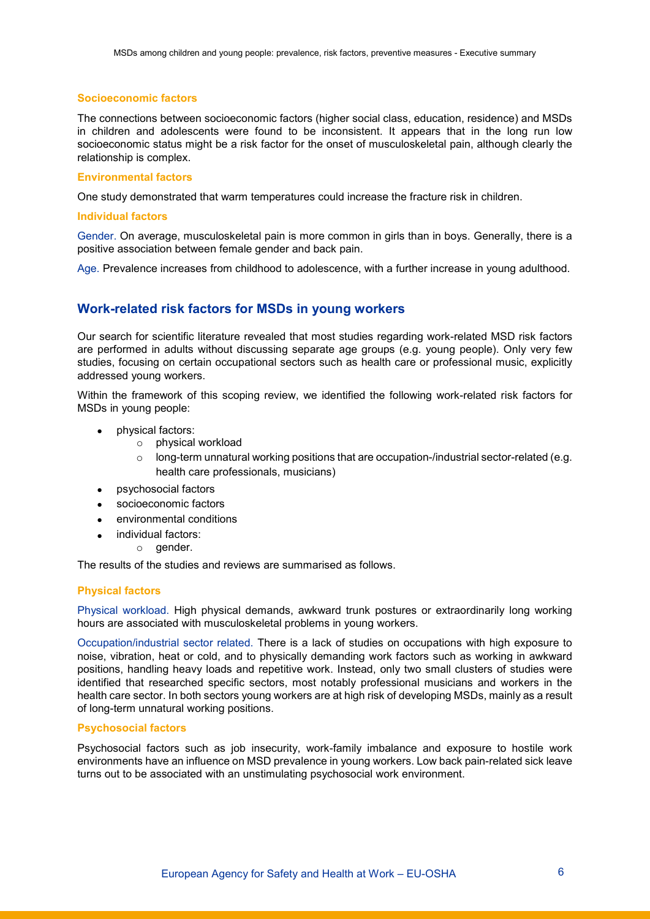### Socioeconomic factors

The connections between socioeconomic factors (higher social class, education, residence) and MSDs in children and adolescents were found to be inconsistent. It appears that in the long run low socioeconomic status might be a risk factor for the onset of musculoskeletal pain, although clearly the relationship is complex.

### Environmental factors

One study demonstrated that warm temperatures could increase the fracture risk in children.

### Individual factors

Gender. On average, musculoskeletal pain is more common in girls than in boys. Generally, there is a positive association between female gender and back pain.

Age. Prevalence increases from childhood to adolescence, with a further increase in young adulthood.

## Work-related risk factors for MSDs in young workers

Our search for scientific literature revealed that most studies regarding work-related MSD risk factors are performed in adults without discussing separate age groups (e.g. young people). Only very few studies, focusing on certain occupational sectors such as health care or professional music, explicitly addressed young workers.

Within the framework of this scoping review, we identified the following work-related risk factors for MSDs in young people:

- physical factors:
  - physical workload
  - long-term unnatural working positions that are occupation-/industrial sector-related (e.g. health care professionals, musicians)
- psychosocial factors
- socioeconomic factors
- environmental conditions
- individual factors:
  - gender.

The results of the studies and reviews are summarised as follows.

### Physical factors

Physical workload. High physical demands, awkward trunk postures or extraordinarily long working hours are associated with musculoskeletal problems in young workers.

Occupation/industrial sector related. There is a lack of studies on occupations with high exposure to noise, vibration, heat or cold, and to physically demanding work factors such as working in awkward positions, handling heavy loads and repetitive work. Instead, only two small clusters of studies were identified that researched specific sectors, most notably professional musicians and workers in the health care sector. In both sectors young workers are at high risk of developing MSDs, mainly as a result of long-term unnatural working positions.

### Psychosocial factors

Psychosocial factors such as job insecurity, work-family imbalance and exposure to hostile work environments have an influence on MSD prevalence in young workers. Low back pain-related sick leave turns out to be associated with an unstimulating psychosocial work environment.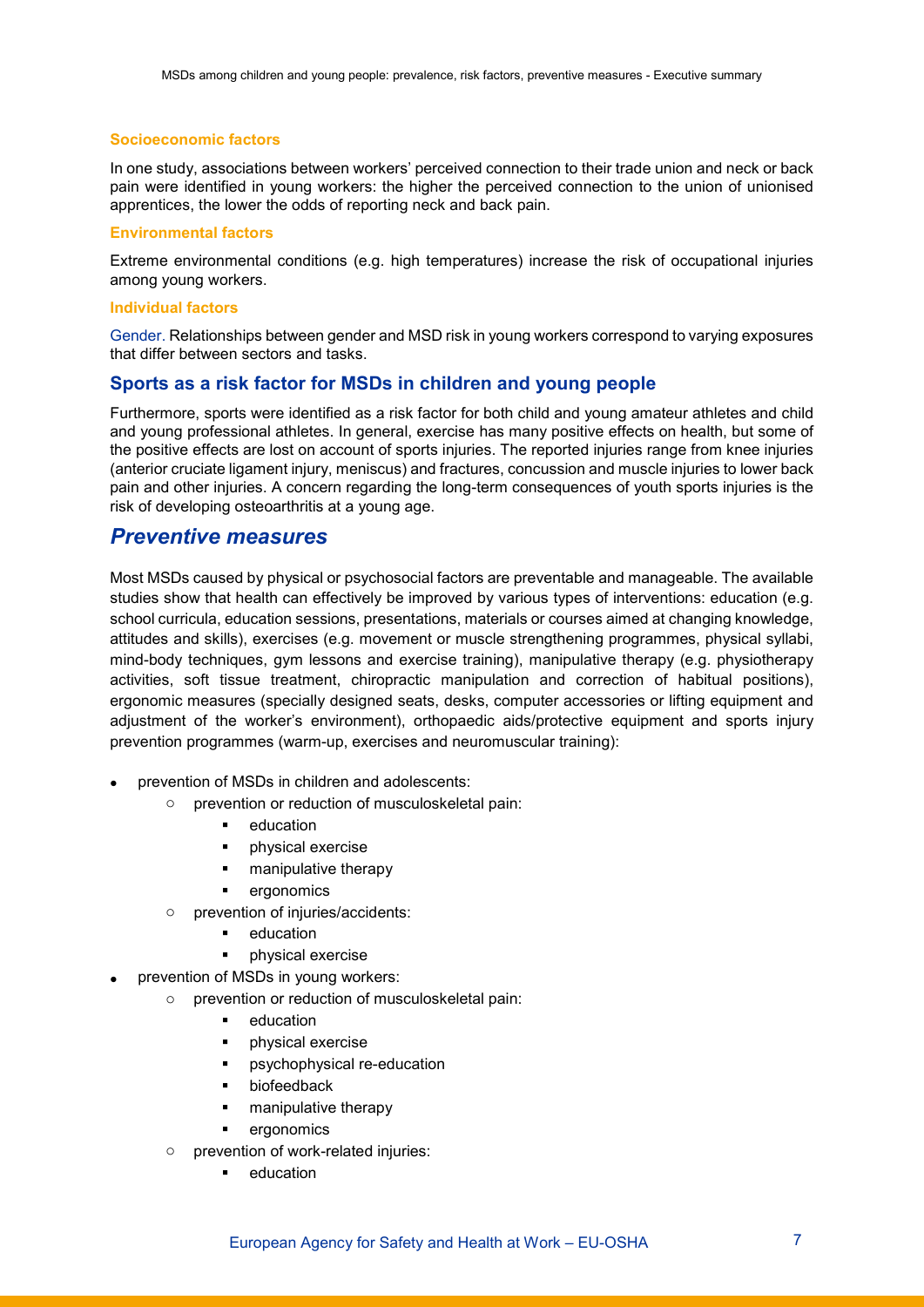#### Socioeconomic factors

In one study, associations between workers' perceived connection to their trade union and neck or back pain were identified in young workers: the higher the perceived connection to the union of unionised apprentices, the lower the odds of reporting neck and back pain.

#### Environmental factors

Extreme environmental conditions (e.g. high temperatures) increase the risk of occupational injuries among young workers.

#### Individual factors

Gender. Relationships between gender and MSD risk in young workers correspond to varying exposures that differ between sectors and tasks.

### Sports as a risk factor for MSDs in children and young people

Furthermore, sports were identified as a risk factor for both child and young amateur athletes and child and young professional athletes. In general, exercise has many positive effects on health, but some of the positive effects are lost on account of sports injuries. The reported injuries range from knee injuries (anterior cruciate ligament injury, meniscus) and fractures, concussion and muscle injuries to lower back pain and other injuries. A concern regarding the long-term consequences of youth sports injuries is the risk of developing osteoarthritis at a young age.

## *Preventive measures*

Most MSDs caused by physical or psychosocial factors are preventable and manageable. The available studies show that health can effectively be improved by various types of interventions: education (e.g. school curricula, education sessions, presentations, materials or courses aimed at changing knowledge, attitudes and skills), exercises (e.g. movement or muscle strengthening programmes, physical syllabi, mind-body techniques, gym lessons and exercise training), manipulative therapy (e.g. physiotherapy activities, soft tissue treatment, chiropractic manipulation and correction of habitual positions), ergonomic measures (specially designed seats, desks, computer accessories or lifting equipment and adjustment of the worker's environment), orthopaedic aids/protective equipment and sports injury prevention programmes (warm-up, exercises and neuromuscular training):

- prevention of MSDs in children and adolescents:
  - prevention or reduction of musculoskeletal pain:
    - education
    - physical exercise
    - manipulative therapy
    - ergonomics
  - prevention of injuries/accidents:
    - education
    - physical exercise
- prevention of MSDs in young workers:
  - prevention or reduction of musculoskeletal pain:
    - education
    - physical exercise
    - psychophysical re-education
    - biofeedback
    - manipulative therapy
    - ergonomics
  - prevention of work-related injuries:
    - education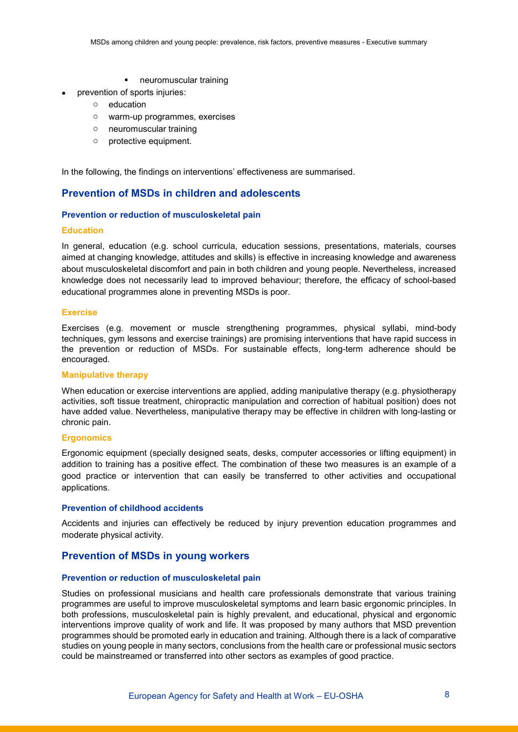- neuromuscular training
- prevention of sports injuries:
  - education
  - warm-up programmes, exercises
  - neuromuscular training
  - protective equipment.

In the following, the findings on interventions' effectiveness are summarised.

## Prevention of MSDs in children and adolescents

### Prevention or reduction of musculoskeletal pain

#### Education

In general, education (e.g. school curricula, education sessions, presentations, materials, courses aimed at changing knowledge, attitudes and skills) is effective in increasing knowledge and awareness about musculoskeletal discomfort and pain in both children and young people. Nevertheless, increased knowledge does not necessarily lead to improved behaviour; therefore, the efficacy of school-based educational programmes alone in preventing MSDs is poor.

#### Exercise

Exercises (e.g. movement or muscle strengthening programmes, physical syllabi, mind-body techniques, gym lessons and exercise trainings) are promising interventions that have rapid success in the prevention or reduction of MSDs. For sustainable effects, long-term adherence should be encouraged.

#### Manipulative therapy

When education or exercise interventions are applied, adding manipulative therapy (e.g. physiotherapy activities, soft tissue treatment, chiropractic manipulation and correction of habitual position) does not have added value. Nevertheless, manipulative therapy may be effective in children with long-lasting or chronic pain.

#### Ergonomics

Ergonomic equipment (specially designed seats, desks, computer accessories or lifting equipment) in addition to training has a positive effect. The combination of these two measures is an example of a good practice or intervention that can easily be transferred to other activities and occupational applications.

### Prevention of childhood accidents

Accidents and injuries can effectively be reduced by injury prevention education programmes and moderate physical activity.

## Prevention of MSDs in young workers

### Prevention or reduction of musculoskeletal pain

Studies on professional musicians and health care professionals demonstrate that various training programmes are useful to improve musculoskeletal symptoms and learn basic ergonomic principles. In both professions, musculoskeletal pain is highly prevalent, and educational, physical and ergonomic interventions improve quality of work and life. It was proposed by many authors that MSD prevention programmes should be promoted early in education and training. Although there is a lack of comparative studies on young people in many sectors, conclusions from the health care or professional music sectors could be mainstreamed or transferred into other sectors as examples of good practice.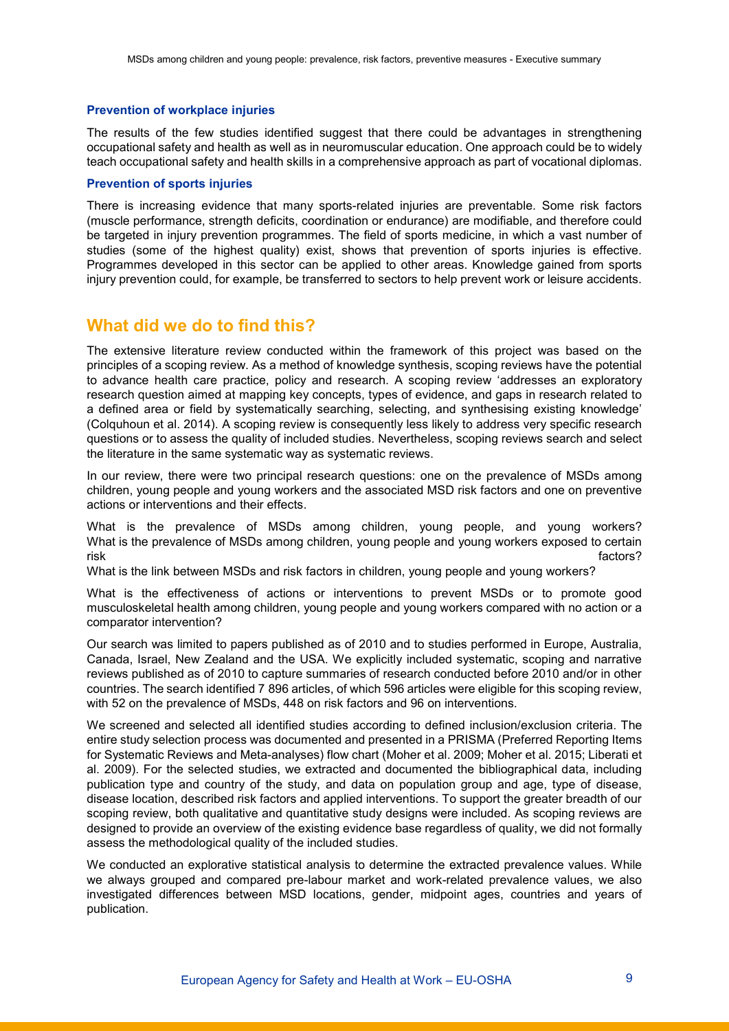### Prevention of workplace injuries

The results of the few studies identified suggest that there could be advantages in strengthening occupational safety and health as well as in neuromuscular education. One approach could be to widely teach occupational safety and health skills in a comprehensive approach as part of vocational diplomas.

### Prevention of sports injuries

There is increasing evidence that many sports-related injuries are preventable. Some risk factors (muscle performance, strength deficits, coordination or endurance) are modifiable, and therefore could be targeted in injury prevention programmes. The field of sports medicine, in which a vast number of studies (some of the highest quality) exist, shows that prevention of sports injuries is effective. Programmes developed in this sector can be applied to other areas. Knowledge gained from sports injury prevention could, for example, be transferred to sectors to help prevent work or leisure accidents.

## What did we do to find this?

The extensive literature review conducted within the framework of this project was based on the principles of a scoping review. As a method of knowledge synthesis, scoping reviews have the potential to advance health care practice, policy and research. A scoping review 'addresses an exploratory research question aimed at mapping key concepts, types of evidence, and gaps in research related to a defined area or field by systematically searching, selecting, and synthesising existing knowledge' (Colquhoun et al. 2014). A scoping review is consequently less likely to address very specific research questions or to assess the quality of included studies. Nevertheless, scoping reviews search and select the literature in the same systematic way as systematic reviews.

In our review, there were two principal research questions: one on the prevalence of MSDs among children, young people and young workers and the associated MSD risk factors and one on preventive actions or interventions and their effects.

What is the prevalence of MSDs among children, young people, and young workers? What is the prevalence of MSDs among children, young people and young workers exposed to certain risk factors?

What is the link between MSDs and risk factors in children, young people and young workers?

What is the effectiveness of actions or interventions to prevent MSDs or to promote good musculoskeletal health among children, young people and young workers compared with no action or a comparator intervention?

Our search was limited to papers published as of 2010 and to studies performed in Europe, Australia, Canada, Israel, New Zealand and the USA. We explicitly included systematic, scoping and narrative reviews published as of 2010 to capture summaries of research conducted before 2010 and/or in other countries. The search identified 7 896 articles, of which 596 articles were eligible for this scoping review, with 52 on the prevalence of MSDs, 448 on risk factors and 96 on interventions.

We screened and selected all identified studies according to defined inclusion/exclusion criteria. The entire study selection process was documented and presented in a PRISMA (Preferred Reporting Items for Systematic Reviews and Meta-analyses) flow chart (Moher et al. 2009; Moher et al. 2015; Liberati et al. 2009). For the selected studies, we extracted and documented the bibliographical data, including publication type and country of the study, and data on population group and age, type of disease, disease location, described risk factors and applied interventions. To support the greater breadth of our scoping review, both qualitative and quantitative study designs were included. As scoping reviews are designed to provide an overview of the existing evidence base regardless of quality, we did not formally assess the methodological quality of the included studies.

We conducted an explorative statistical analysis to determine the extracted prevalence values. While we always grouped and compared pre-labour market and work-related prevalence values, we also investigated differences between MSD locations, gender, midpoint ages, countries and years of publication.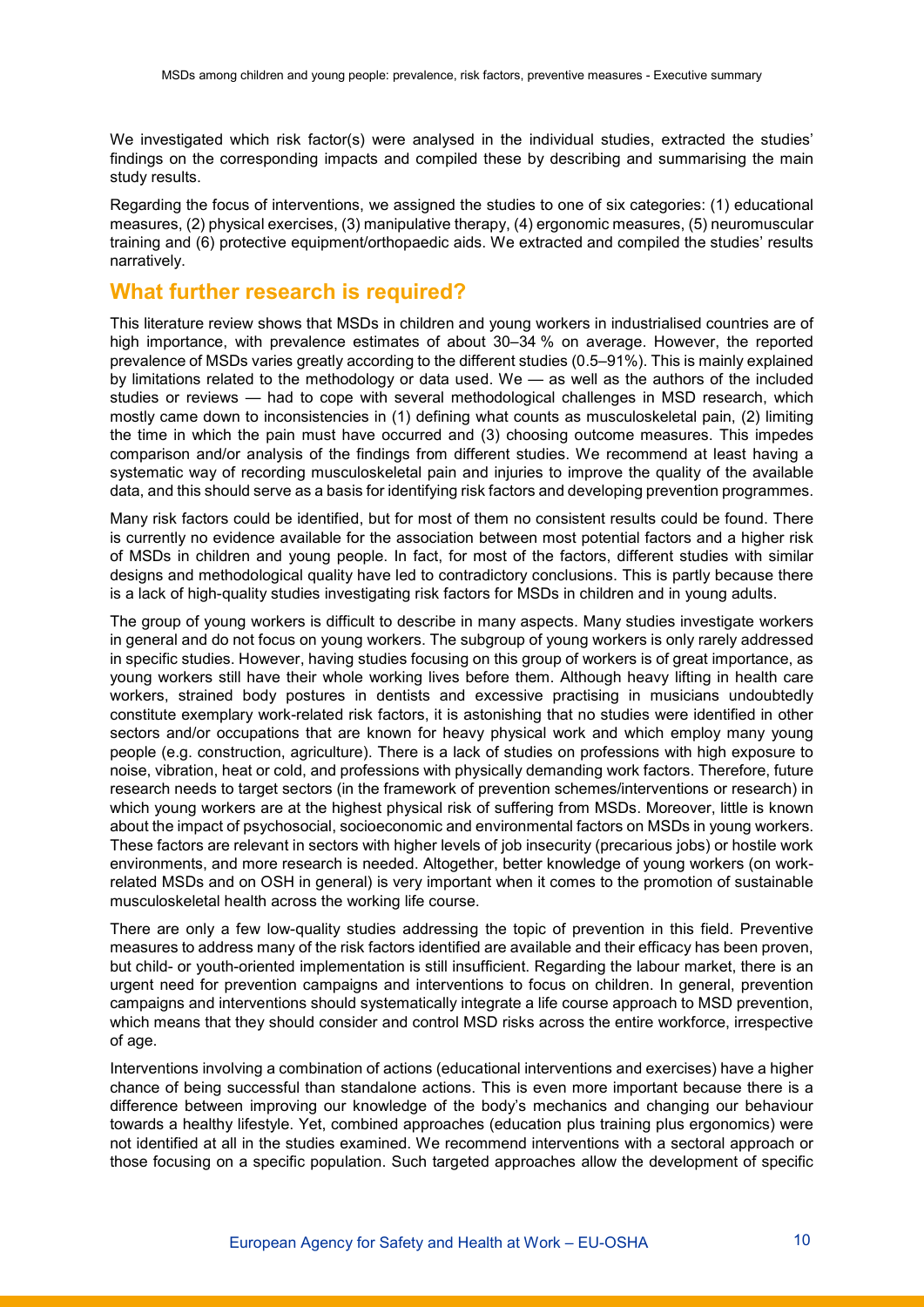We investigated which risk factor(s) were analysed in the individual studies, extracted the studies' findings on the corresponding impacts and compiled these by describing and summarising the main study results.

Regarding the focus of interventions, we assigned the studies to one of six categories: (1) educational measures, (2) physical exercises, (3) manipulative therapy, (4) ergonomic measures, (5) neuromuscular training and (6) protective equipment/orthopaedic aids. We extracted and compiled the studies' results narratively.

## What further research is required?

This literature review shows that MSDs in children and young workers in industrialised countries are of high importance, with prevalence estimates of about 30–34 % on average. However, the reported prevalence of MSDs varies greatly according to the different studies (0.5–91%). This is mainly explained by limitations related to the methodology or data used. We — as well as the authors of the included studies or reviews — had to cope with several methodological challenges in MSD research, which mostly came down to inconsistencies in (1) defining what counts as musculoskeletal pain, (2) limiting the time in which the pain must have occurred and (3) choosing outcome measures. This impedes comparison and/or analysis of the findings from different studies. We recommend at least having a systematic way of recording musculoskeletal pain and injuries to improve the quality of the available data, and this should serve as a basis for identifying risk factors and developing prevention programmes.

Many risk factors could be identified, but for most of them no consistent results could be found. There is currently no evidence available for the association between most potential factors and a higher risk of MSDs in children and young people. In fact, for most of the factors, different studies with similar designs and methodological quality have led to contradictory conclusions. This is partly because there is a lack of high-quality studies investigating risk factors for MSDs in children and in young adults.

The group of young workers is difficult to describe in many aspects. Many studies investigate workers in general and do not focus on young workers. The subgroup of young workers is only rarely addressed in specific studies. However, having studies focusing on this group of workers is of great importance, as young workers still have their whole working lives before them. Although heavy lifting in health care workers, strained body postures in dentists and excessive practising in musicians undoubtedly constitute exemplary work-related risk factors, it is astonishing that no studies were identified in other sectors and/or occupations that are known for heavy physical work and which employ many young people (e.g. construction, agriculture). There is a lack of studies on professions with high exposure to noise, vibration, heat or cold, and professions with physically demanding work factors. Therefore, future research needs to target sectors (in the framework of prevention schemes/interventions or research) in which young workers are at the highest physical risk of suffering from MSDs. Moreover, little is known about the impact of psychosocial, socioeconomic and environmental factors on MSDs in young workers. These factors are relevant in sectors with higher levels of job insecurity (precarious jobs) or hostile work environments, and more research is needed. Altogether, better knowledge of young workers (on work-related MSDs and on OSH in general) is very important when it comes to the promotion of sustainable musculoskeletal health across the working life course.

There are only a few low-quality studies addressing the topic of prevention in this field. Preventive measures to address many of the risk factors identified are available and their efficacy has been proven, but child- or youth-oriented implementation is still insufficient. Regarding the labour market, there is an urgent need for prevention campaigns and interventions to focus on children. In general, prevention campaigns and interventions should systematically integrate a life course approach to MSD prevention, which means that they should consider and control MSD risks across the entire workforce, irrespective of age.

Interventions involving a combination of actions (educational interventions and exercises) have a higher chance of being successful than standalone actions. This is even more important because there is a difference between improving our knowledge of the body's mechanics and changing our behaviour towards a healthy lifestyle. Yet, combined approaches (education plus training plus ergonomics) were not identified at all in the studies examined. We recommend interventions with a sectoral approach or those focusing on a specific population. Such targeted approaches allow the development of specific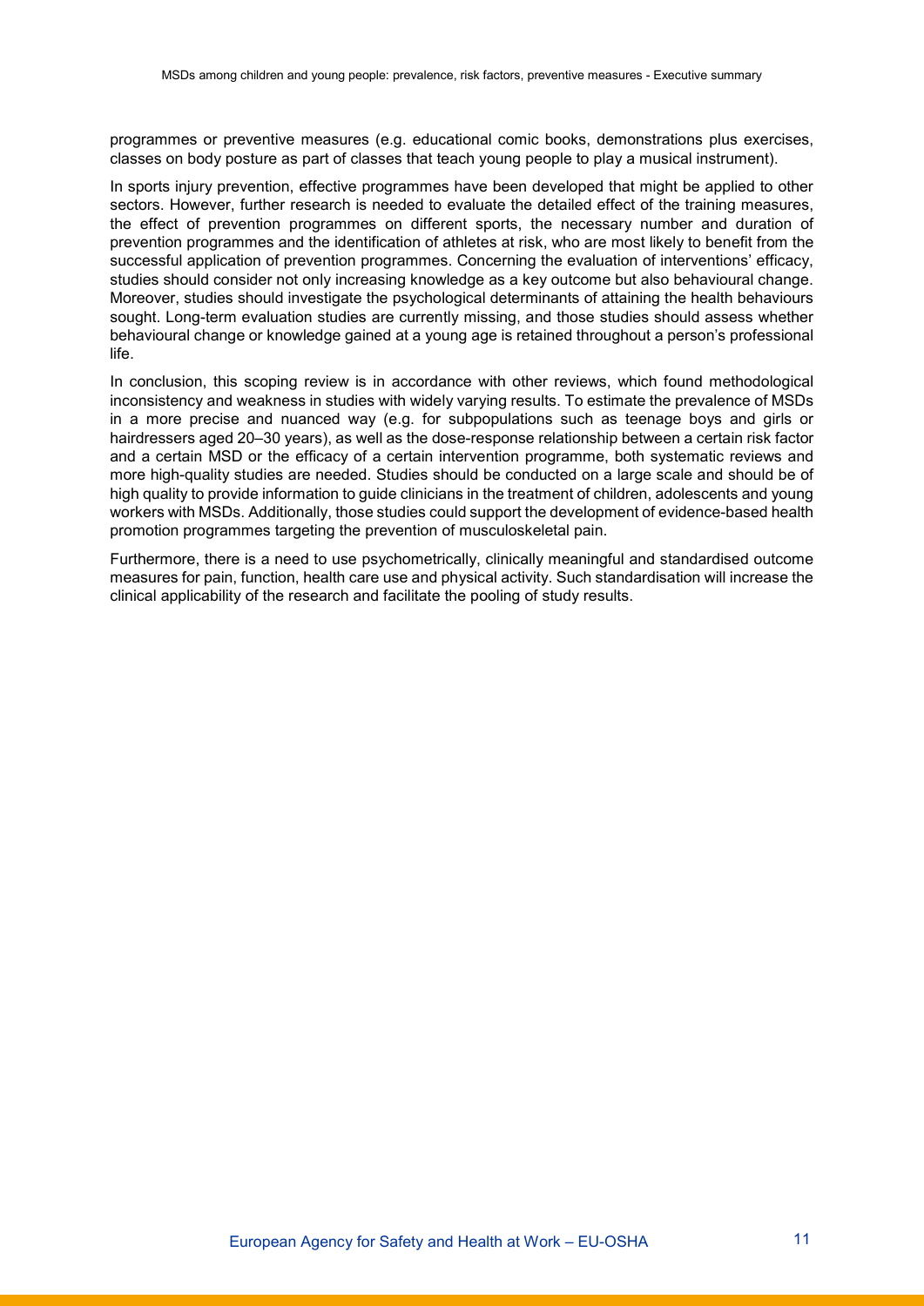programmes or preventive measures (e.g. educational comic books, demonstrations plus exercises, classes on body posture as part of classes that teach young people to play a musical instrument).

In sports injury prevention, effective programmes have been developed that might be applied to other sectors. However, further research is needed to evaluate the detailed effect of the training measures, the effect of prevention programmes on different sports, the necessary number and duration of prevention programmes and the identification of athletes at risk, who are most likely to benefit from the successful application of prevention programmes. Concerning the evaluation of interventions' efficacy, studies should consider not only increasing knowledge as a key outcome but also behavioural change. Moreover, studies should investigate the psychological determinants of attaining the health behaviours sought. Long-term evaluation studies are currently missing, and those studies should assess whether behavioural change or knowledge gained at a young age is retained throughout a person's professional life.

In conclusion, this scoping review is in accordance with other reviews, which found methodological inconsistency and weakness in studies with widely varying results. To estimate the prevalence of MSDs in a more precise and nuanced way (e.g. for subpopulations such as teenage boys and girls or hairdressers aged 20–30 years), as well as the dose-response relationship between a certain risk factor and a certain MSD or the efficacy of a certain intervention programme, both systematic reviews and more high-quality studies are needed. Studies should be conducted on a large scale and should be of high quality to provide information to guide clinicians in the treatment of children, adolescents and young workers with MSDs. Additionally, those studies could support the development of evidence-based health promotion programmes targeting the prevention of musculoskeletal pain.

Furthermore, there is a need to use psychometrically, clinically meaningful and standardised outcome measures for pain, function, health care use and physical activity. Such standardisation will increase the clinical applicability of the research and facilitate the pooling of study results.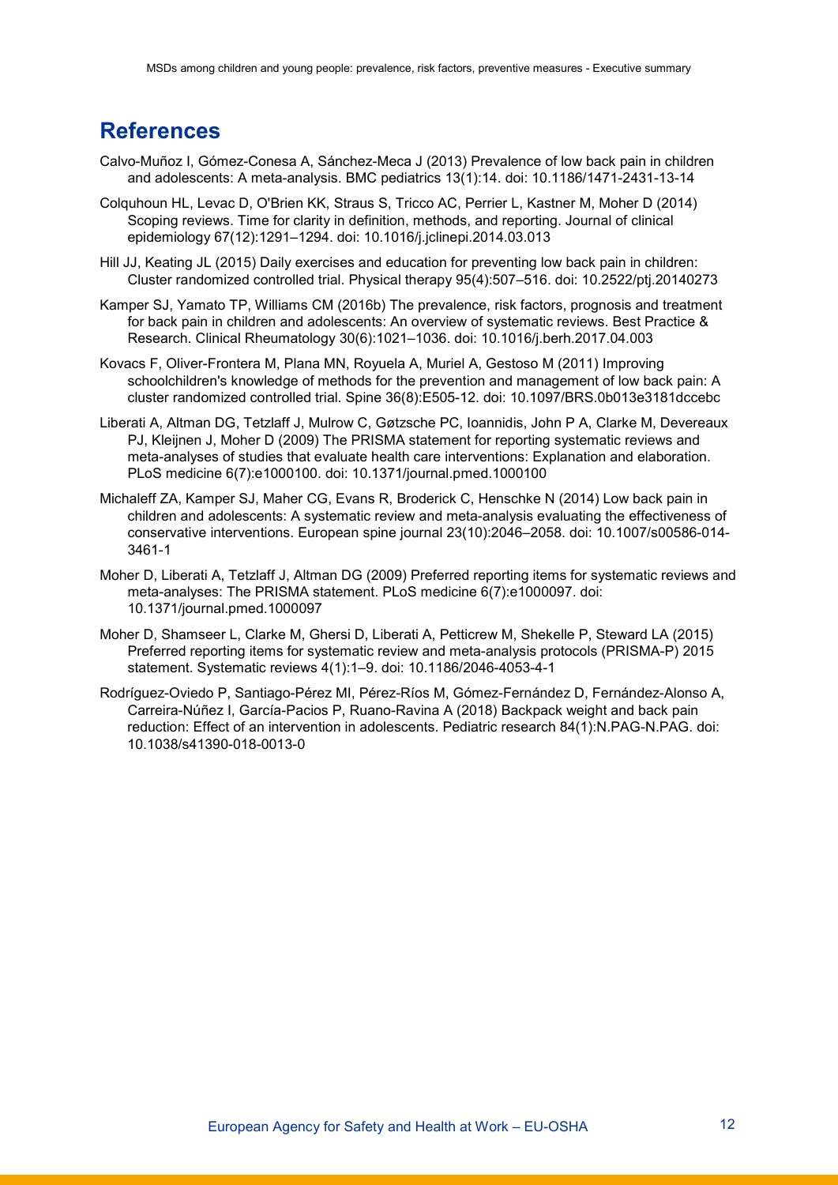## References

Calvo-Muñoz I, Gómez-Conesa A, Sánchez-Meca J (2013) Prevalence of low back pain in children and adolescents: A meta-analysis. BMC pediatrics 13(1):14. doi: 10.1186/1471-2431-13-14

Colquhoun HL, Levac D, O'Brien KK, Straus S, Tricco AC, Perrier L, Kastner M, Moher D (2014) Scoping reviews. Time for clarity in definition, methods, and reporting. Journal of clinical epidemiology 67(12):1291–1294. doi: 10.1016/j.jclinepi.2014.03.013

Hill JJ, Keating JL (2015) Daily exercises and education for preventing low back pain in children: Cluster randomized controlled trial. Physical therapy 95(4):507–516. doi: 10.2522/ptj.20140273

Kamper SJ, Yamato TP, Williams CM (2016b) The prevalence, risk factors, prognosis and treatment for back pain in children and adolescents: An overview of systematic reviews. Best Practice & Research. Clinical Rheumatology 30(6):1021–1036. doi: 10.1016/j.berh.2017.04.003

Kovacs F, Oliver-Frontera M, Plana MN, Royuela A, Muriel A, Gestoso M (2011) Improving schoolchildren's knowledge of methods for the prevention and management of low back pain: A cluster randomized controlled trial. Spine 36(8):E505-12. doi: 10.1097/BRS.0b013e3181dccebc

Liberati A, Altman DG, Tetzlaff J, Mulrow C, Gøtzsche PC, Ioannidis, John P A, Clarke M, Devereaux PJ, Kleijnen J, Moher D (2009) The PRISMA statement for reporting systematic reviews and meta-analyses of studies that evaluate health care interventions: Explanation and elaboration. PLoS medicine 6(7):e1000100. doi: 10.1371/journal.pmed.1000100

Michaleff ZA, Kamper SJ, Maher CG, Evans R, Broderick C, Henschke N (2014) Low back pain in children and adolescents: A systematic review and meta-analysis evaluating the effectiveness of conservative interventions. European spine journal 23(10):2046–2058. doi: 10.1007/s00586-014-3461-1

Moher D, Liberati A, Tetzlaff J, Altman DG (2009) Preferred reporting items for systematic reviews and meta-analyses: The PRISMA statement. PLoS medicine 6(7):e1000097. doi: 10.1371/journal.pmed.1000097

Moher D, Shamseer L, Clarke M, Ghersi D, Liberati A, Petticrew M, Shekelle P, Steward LA (2015) Preferred reporting items for systematic review and meta-analysis protocols (PRISMA-P) 2015 statement. Systematic reviews 4(1):1–9. doi: 10.1186/2046-4053-4-1

Rodríguez-Oviedo P, Santiago-Pérez MI, Pérez-Ríos M, Gómez-Fernández D, Fernández-Alonso A, Carreira-Núñez I, García-Pacios P, Ruano-Ravina A (2018) Backpack weight and back pain reduction: Effect of an intervention in adolescents. Pediatric research 84(1):N.PAG-N.PAG. doi: 10.1038/s41390-018-0013-0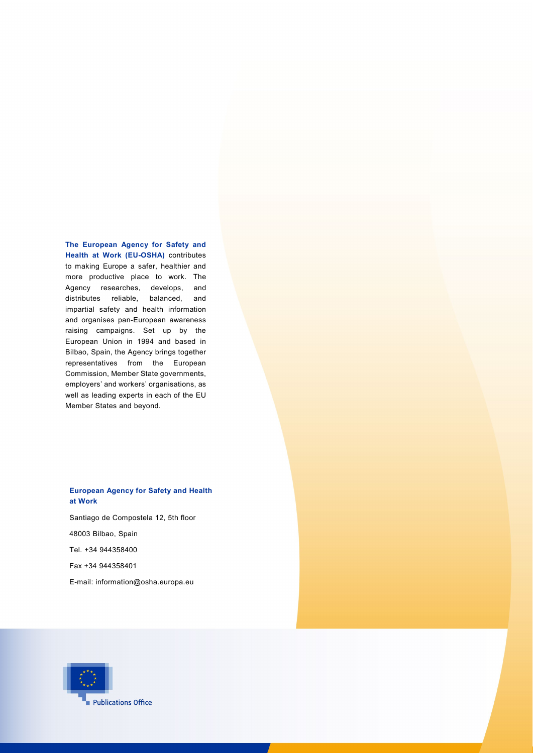**The European Agency for Safety and Health at Work (EU-OSHA)** contributes to making Europe a safer, healthier and more productive place to work. The Agency researches, develops, and distributes reliable, balanced, and impartial safety and health information and organises pan-European awareness raising campaigns. Set up by the European Union in 1994 and based in Bilbao, Spain, the Agency brings together representatives from the European Commission, Member State governments, employers' and workers' organisations, as well as leading experts in each of the EU Member States and beyond.

**European Agency for Safety and Health at Work**

Santiago de Compostela 12, 5th floor

48003 Bilbao, Spain

Tel. +34 944358400

Fax +34 944358401

E-mail: information@osha.europa.eu

Publications Office